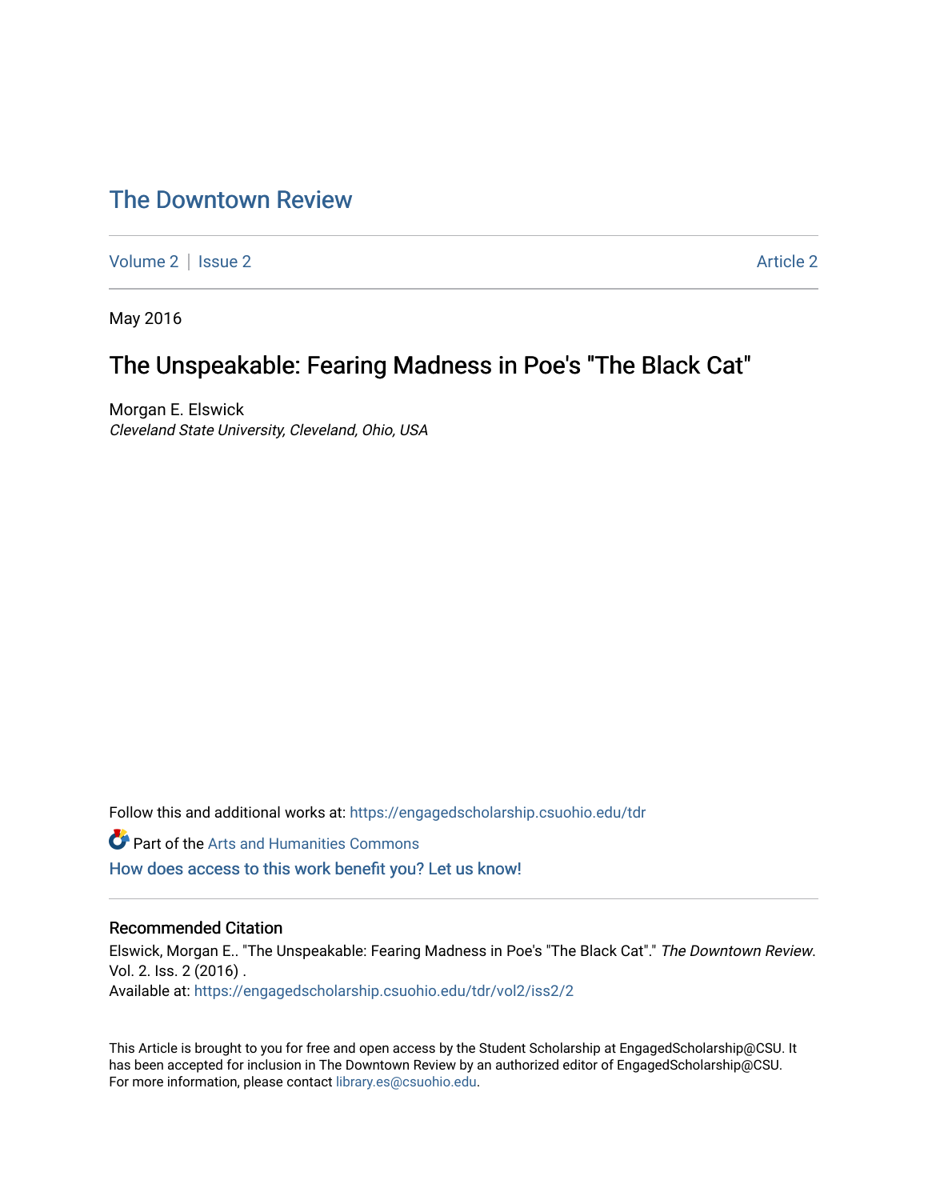# The Downtown Review

Volume 2 | Issue 2 Article 2

May 2016

## The Unspeakable: Fearing Madness in Poe's "The Black Cat"

Morgan E. Elswick
*Cleveland State University, Cleveland, Ohio, USA*

Follow this and additional works at: https://engagedscholarship.csuohio.edu/tdr

Part of the Arts and Humanities Commons

How does access to this work benefit you? Let us know!

### Recommended Citation

Elswick, Morgan E.. "The Unspeakable: Fearing Madness in Poe's "The Black Cat"." *The Downtown Review*. Vol. 2. Iss. 2 (2016) .
Available at: https://engagedscholarship.csuohio.edu/tdr/vol2/iss2/2

This Article is brought to you for free and open access by the Student Scholarship at EngagedScholarship@CSU. It has been accepted for inclusion in The Downtown Review by an authorized editor of EngagedScholarship@CSU. For more information, please contact library.es@csuohio.edu.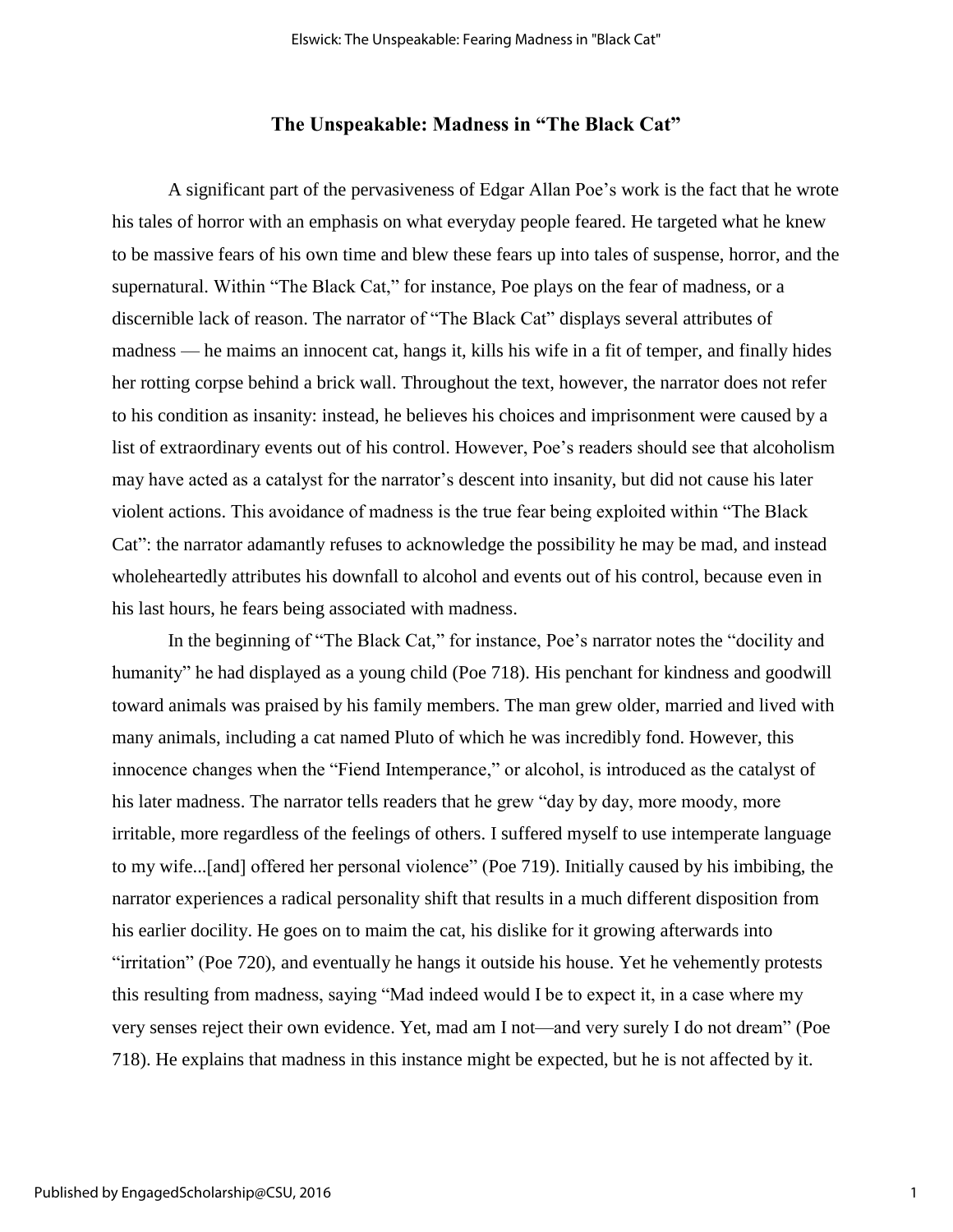## The Unspeakable: Madness in "The Black Cat"

A significant part of the pervasiveness of Edgar Allan Poe's work is the fact that he wrote his tales of horror with an emphasis on what everyday people feared. He targeted what he knew to be massive fears of his own time and blew these fears up into tales of suspense, horror, and the supernatural. Within "The Black Cat," for instance, Poe plays on the fear of madness, or a discernible lack of reason. The narrator of "The Black Cat" displays several attributes of madness — he maims an innocent cat, hangs it, kills his wife in a fit of temper, and finally hides her rotting corpse behind a brick wall. Throughout the text, however, the narrator does not refer to his condition as insanity: instead, he believes his choices and imprisonment were caused by a list of extraordinary events out of his control. However, Poe's readers should see that alcoholism may have acted as a catalyst for the narrator's descent into insanity, but did not cause his later violent actions. This avoidance of madness is the true fear being exploited within "The Black Cat": the narrator adamantly refuses to acknowledge the possibility he may be mad, and instead wholeheartedly attributes his downfall to alcohol and events out of his control, because even in his last hours, he fears being associated with madness.

In the beginning of "The Black Cat," for instance, Poe's narrator notes the "docility and humanity" he had displayed as a young child (Poe 718). His penchant for kindness and goodwill toward animals was praised by his family members. The man grew older, married and lived with many animals, including a cat named Pluto of which he was incredibly fond. However, this innocence changes when the "Fiend Intemperance," or alcohol, is introduced as the catalyst of his later madness. The narrator tells readers that he grew "day by day, more moody, more irritable, more regardless of the feelings of others. I suffered myself to use intemperate language to my wife...[and] offered her personal violence" (Poe 719). Initially caused by his imbibing, the narrator experiences a radical personality shift that results in a much different disposition from his earlier docility. He goes on to maim the cat, his dislike for it growing afterwards into "irritation" (Poe 720), and eventually he hangs it outside his house. Yet he vehemently protests this resulting from madness, saying "Mad indeed would I be to expect it, in a case where my very senses reject their own evidence. Yet, mad am I not—and very surely I do not dream" (Poe 718). He explains that madness in this instance might be expected, but he is not affected by it.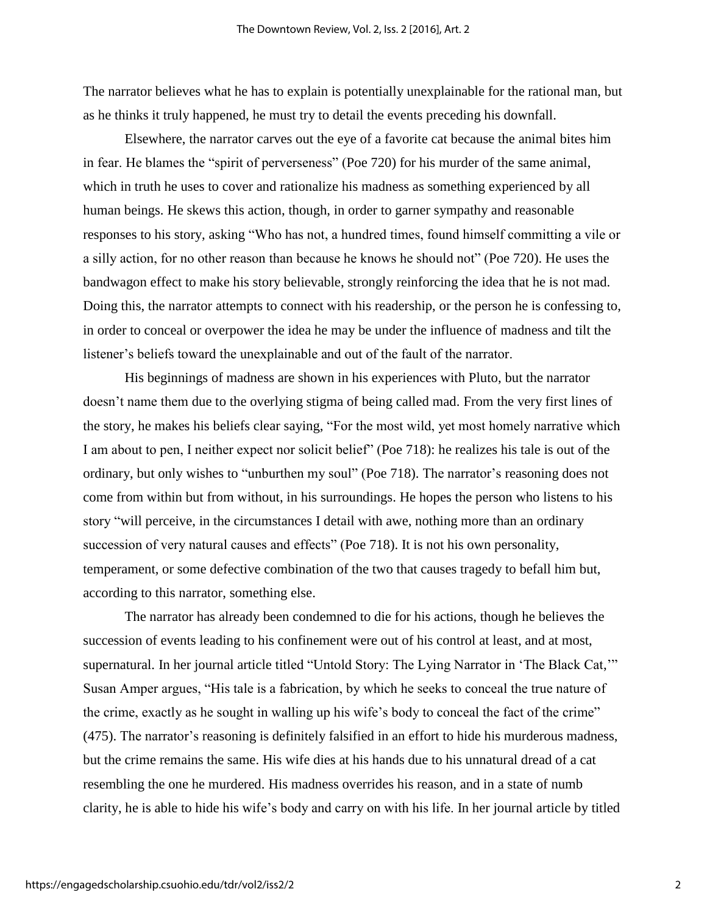The narrator believes what he has to explain is potentially unexplainable for the rational man, but as he thinks it truly happened, he must try to detail the events preceding his downfall.

Elsewhere, the narrator carves out the eye of a favorite cat because the animal bites him in fear. He blames the "spirit of perverseness" (Poe 720) for his murder of the same animal, which in truth he uses to cover and rationalize his madness as something experienced by all human beings. He skews this action, though, in order to garner sympathy and reasonable responses to his story, asking "Who has not, a hundred times, found himself committing a vile or a silly action, for no other reason than because he knows he should not" (Poe 720). He uses the bandwagon effect to make his story believable, strongly reinforcing the idea that he is not mad. Doing this, the narrator attempts to connect with his readership, or the person he is confessing to, in order to conceal or overpower the idea he may be under the influence of madness and tilt the listener's beliefs toward the unexplainable and out of the fault of the narrator.

His beginnings of madness are shown in his experiences with Pluto, but the narrator doesn't name them due to the overlying stigma of being called mad. From the very first lines of the story, he makes his beliefs clear saying, "For the most wild, yet most homely narrative which I am about to pen, I neither expect nor solicit belief" (Poe 718): he realizes his tale is out of the ordinary, but only wishes to "unburthen my soul" (Poe 718). The narrator's reasoning does not come from within but from without, in his surroundings. He hopes the person who listens to his story "will perceive, in the circumstances I detail with awe, nothing more than an ordinary succession of very natural causes and effects" (Poe 718). It is not his own personality, temperament, or some defective combination of the two that causes tragedy to befall him but, according to this narrator, something else.

The narrator has already been condemned to die for his actions, though he believes the succession of events leading to his confinement were out of his control at least, and at most, supernatural. In her journal article titled "Untold Story: The Lying Narrator in 'The Black Cat,'" Susan Amper argues, "His tale is a fabrication, by which he seeks to conceal the true nature of the crime, exactly as he sought in walling up his wife's body to conceal the fact of the crime" (475). The narrator's reasoning is definitely falsified in an effort to hide his murderous madness, but the crime remains the same. His wife dies at his hands due to his unnatural dread of a cat resembling the one he murdered. His madness overrides his reason, and in a state of numb clarity, he is able to hide his wife's body and carry on with his life. In her journal article by titled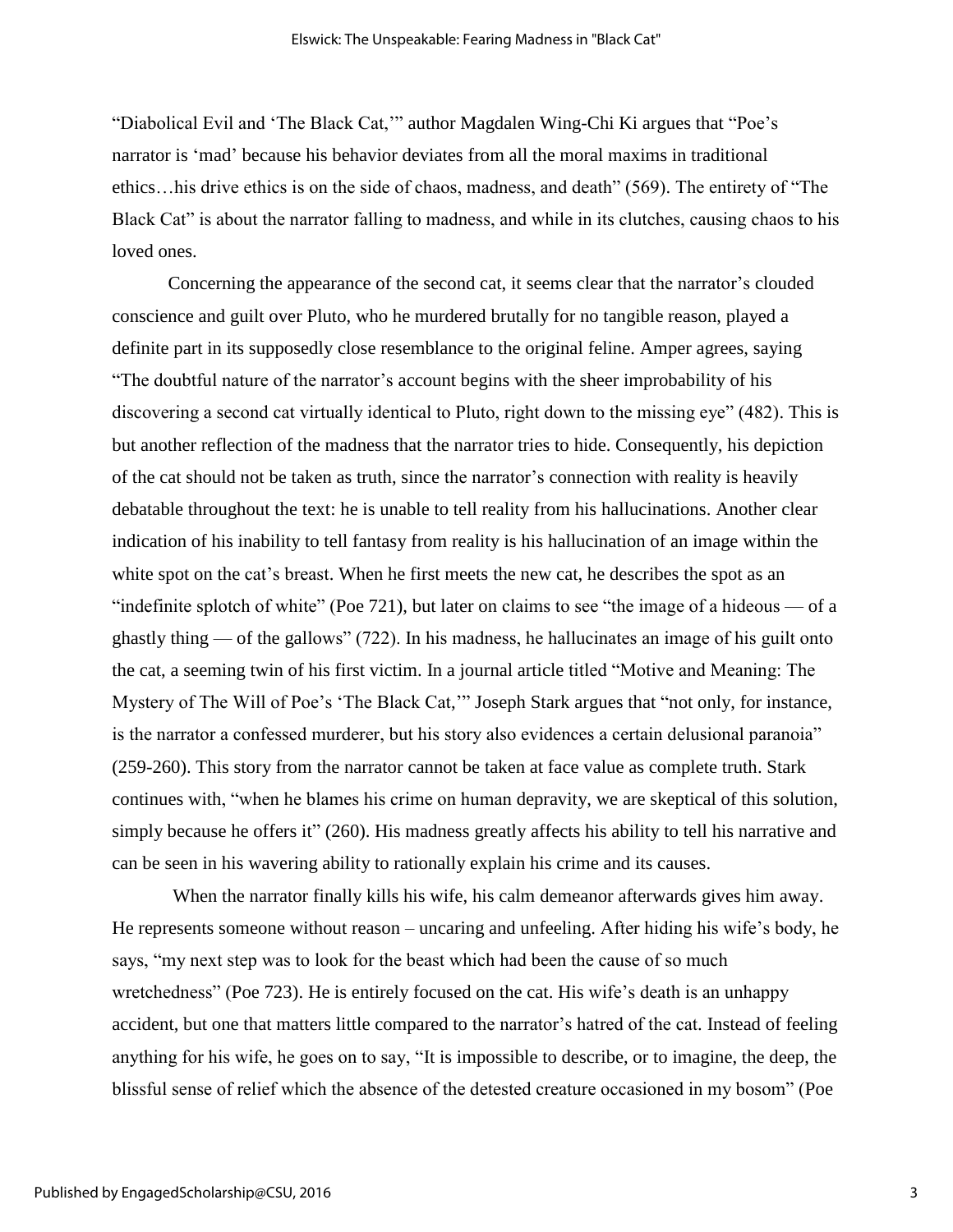"Diabolical Evil and 'The Black Cat,'" author Magdalen Wing-Chi Ki argues that "Poe's narrator is 'mad' because his behavior deviates from all the moral maxims in traditional ethics…his drive ethics is on the side of chaos, madness, and death" (569). The entirety of "The Black Cat" is about the narrator falling to madness, and while in its clutches, causing chaos to his loved ones.

Concerning the appearance of the second cat, it seems clear that the narrator's clouded conscience and guilt over Pluto, who he murdered brutally for no tangible reason, played a definite part in its supposedly close resemblance to the original feline. Amper agrees, saying "The doubtful nature of the narrator's account begins with the sheer improbability of his discovering a second cat virtually identical to Pluto, right down to the missing eye" (482). This is but another reflection of the madness that the narrator tries to hide. Consequently, his depiction of the cat should not be taken as truth, since the narrator's connection with reality is heavily debatable throughout the text: he is unable to tell reality from his hallucinations. Another clear indication of his inability to tell fantasy from reality is his hallucination of an image within the white spot on the cat's breast. When he first meets the new cat, he describes the spot as an "indefinite splotch of white" (Poe 721), but later on claims to see "the image of a hideous — of a ghastly thing — of the gallows" (722). In his madness, he hallucinates an image of his guilt onto the cat, a seeming twin of his first victim. In a journal article titled "Motive and Meaning: The Mystery of The Will of Poe's 'The Black Cat,'" Joseph Stark argues that "not only, for instance, is the narrator a confessed murderer, but his story also evidences a certain delusional paranoia" (259-260). This story from the narrator cannot be taken at face value as complete truth. Stark continues with, "when he blames his crime on human depravity, we are skeptical of this solution, simply because he offers it" (260). His madness greatly affects his ability to tell his narrative and can be seen in his wavering ability to rationally explain his crime and its causes.

When the narrator finally kills his wife, his calm demeanor afterwards gives him away. He represents someone without reason – uncaring and unfeeling. After hiding his wife's body, he says, "my next step was to look for the beast which had been the cause of so much wretchedness" (Poe 723). He is entirely focused on the cat. His wife's death is an unhappy accident, but one that matters little compared to the narrator's hatred of the cat. Instead of feeling anything for his wife, he goes on to say, "It is impossible to describe, or to imagine, the deep, the blissful sense of relief which the absence of the detested creature occasioned in my bosom" (Poe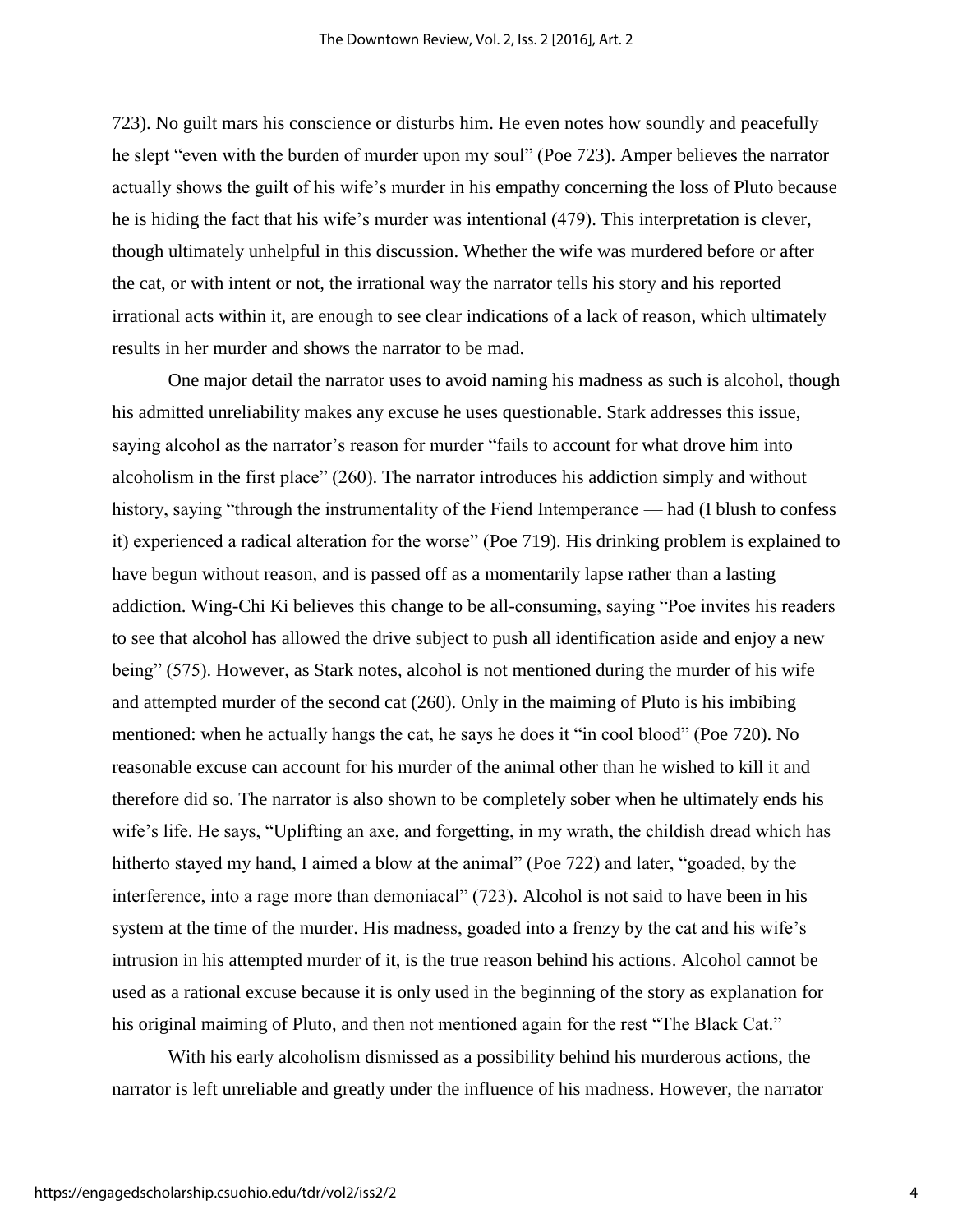723). No guilt mars his conscience or disturbs him. He even notes how soundly and peacefully he slept "even with the burden of murder upon my soul" (Poe 723). Amper believes the narrator actually shows the guilt of his wife's murder in his empathy concerning the loss of Pluto because he is hiding the fact that his wife's murder was intentional (479). This interpretation is clever, though ultimately unhelpful in this discussion. Whether the wife was murdered before or after the cat, or with intent or not, the irrational way the narrator tells his story and his reported irrational acts within it, are enough to see clear indications of a lack of reason, which ultimately results in her murder and shows the narrator to be mad.

One major detail the narrator uses to avoid naming his madness as such is alcohol, though his admitted unreliability makes any excuse he uses questionable. Stark addresses this issue, saying alcohol as the narrator's reason for murder "fails to account for what drove him into alcoholism in the first place" (260). The narrator introduces his addiction simply and without history, saying "through the instrumentality of the Fiend Intemperance — had (I blush to confess it) experienced a radical alteration for the worse" (Poe 719). His drinking problem is explained to have begun without reason, and is passed off as a momentarily lapse rather than a lasting addiction. Wing-Chi Ki believes this change to be all-consuming, saying "Poe invites his readers to see that alcohol has allowed the drive subject to push all identification aside and enjoy a new being" (575). However, as Stark notes, alcohol is not mentioned during the murder of his wife and attempted murder of the second cat (260). Only in the maiming of Pluto is his imbibing mentioned: when he actually hangs the cat, he says he does it "in cool blood" (Poe 720). No reasonable excuse can account for his murder of the animal other than he wished to kill it and therefore did so. The narrator is also shown to be completely sober when he ultimately ends his wife's life. He says, "Uplifting an axe, and forgetting, in my wrath, the childish dread which has hitherto stayed my hand, I aimed a blow at the animal" (Poe 722) and later, "goaded, by the interference, into a rage more than demoniacal" (723). Alcohol is not said to have been in his system at the time of the murder. His madness, goaded into a frenzy by the cat and his wife's intrusion in his attempted murder of it, is the true reason behind his actions. Alcohol cannot be used as a rational excuse because it is only used in the beginning of the story as explanation for his original maiming of Pluto, and then not mentioned again for the rest "The Black Cat."

With his early alcoholism dismissed as a possibility behind his murderous actions, the narrator is left unreliable and greatly under the influence of his madness. However, the narrator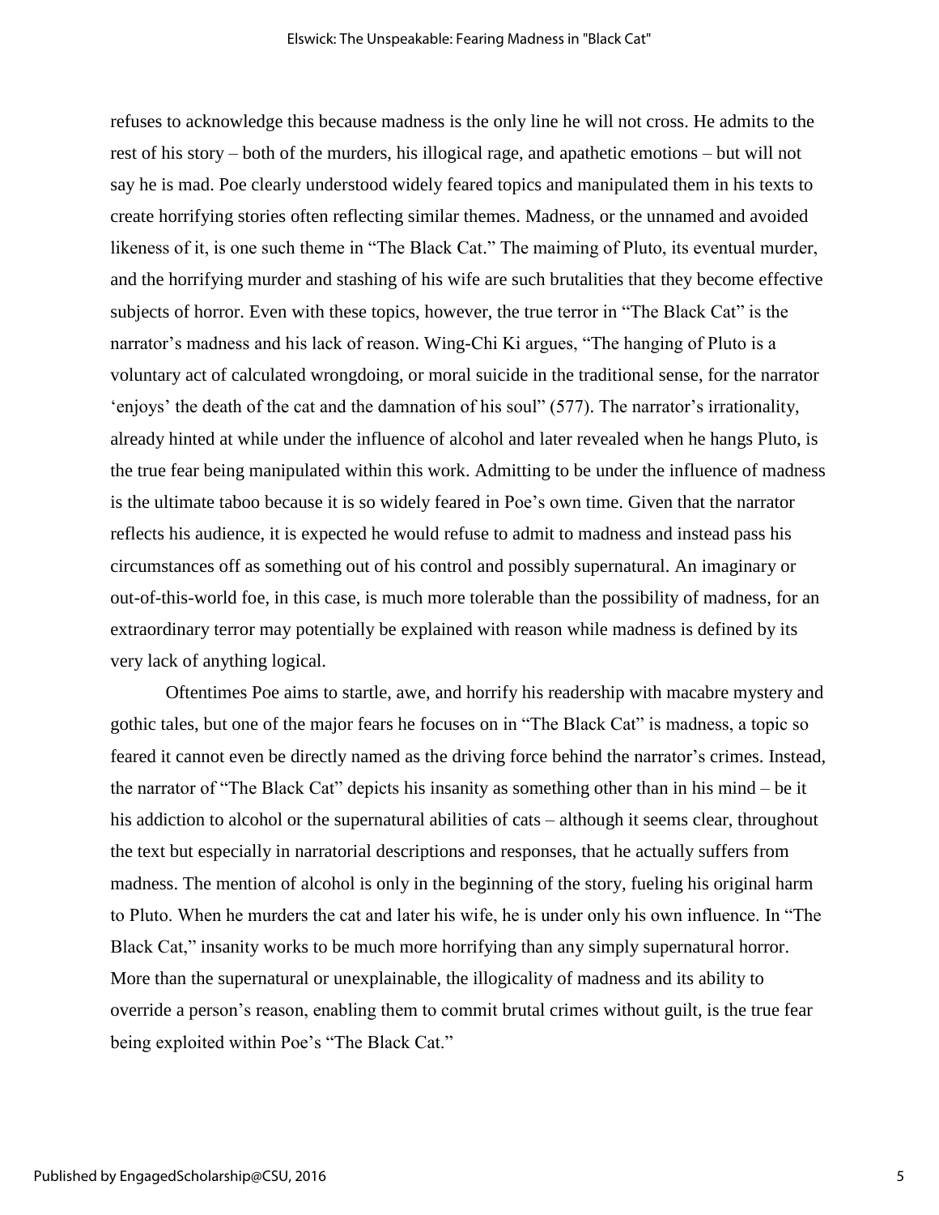refuses to acknowledge this because madness is the only line he will not cross. He admits to the rest of his story – both of the murders, his illogical rage, and apathetic emotions – but will not say he is mad. Poe clearly understood widely feared topics and manipulated them in his texts to create horrifying stories often reflecting similar themes. Madness, or the unnamed and avoided likeness of it, is one such theme in "The Black Cat." The maiming of Pluto, its eventual murder, and the horrifying murder and stashing of his wife are such brutalities that they become effective subjects of horror. Even with these topics, however, the true terror in "The Black Cat" is the narrator's madness and his lack of reason. Wing-Chi Ki argues, "The hanging of Pluto is a voluntary act of calculated wrongdoing, or moral suicide in the traditional sense, for the narrator 'enjoys' the death of the cat and the damnation of his soul" (577). The narrator's irrationality, already hinted at while under the influence of alcohol and later revealed when he hangs Pluto, is the true fear being manipulated within this work. Admitting to be under the influence of madness is the ultimate taboo because it is so widely feared in Poe's own time. Given that the narrator reflects his audience, it is expected he would refuse to admit to madness and instead pass his circumstances off as something out of his control and possibly supernatural. An imaginary or out-of-this-world foe, in this case, is much more tolerable than the possibility of madness, for an extraordinary terror may potentially be explained with reason while madness is defined by its very lack of anything logical.

Oftentimes Poe aims to startle, awe, and horrify his readership with macabre mystery and gothic tales, but one of the major fears he focuses on in "The Black Cat" is madness, a topic so feared it cannot even be directly named as the driving force behind the narrator's crimes. Instead, the narrator of "The Black Cat" depicts his insanity as something other than in his mind – be it his addiction to alcohol or the supernatural abilities of cats – although it seems clear, throughout the text but especially in narratorial descriptions and responses, that he actually suffers from madness. The mention of alcohol is only in the beginning of the story, fueling his original harm to Pluto. When he murders the cat and later his wife, he is under only his own influence. In "The Black Cat," insanity works to be much more horrifying than any simply supernatural horror. More than the supernatural or unexplainable, the illogicality of madness and its ability to override a person's reason, enabling them to commit brutal crimes without guilt, is the true fear being exploited within Poe's "The Black Cat."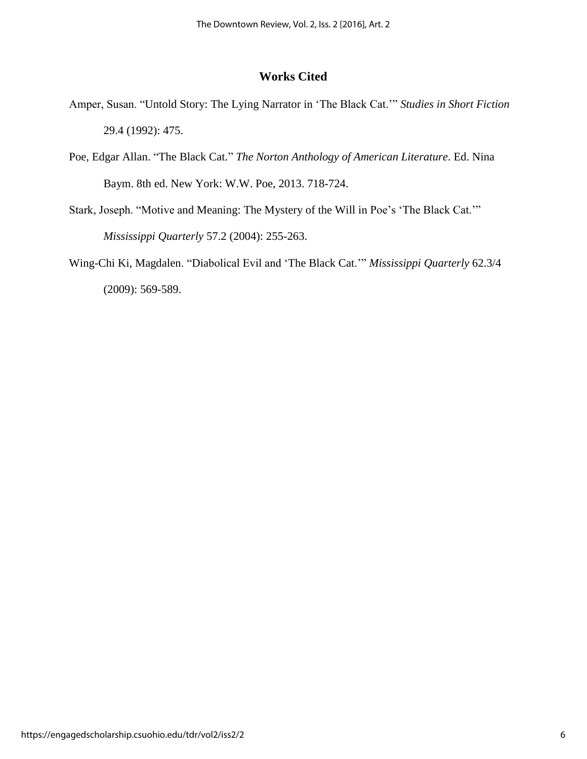## Works Cited

Amper, Susan. "Untold Story: The Lying Narrator in 'The Black Cat.'" *Studies in Short Fiction* 29.4 (1992): 475.

Poe, Edgar Allan. "The Black Cat." *The Norton Anthology of American Literature*. Ed. Nina Baym. 8th ed. New York: W.W. Poe, 2013. 718-724.

Stark, Joseph. "Motive and Meaning: The Mystery of the Will in Poe's 'The Black Cat.'" *Mississippi Quarterly* 57.2 (2004): 255-263.

Wing-Chi Ki, Magdalen. "Diabolical Evil and 'The Black Cat.'" *Mississippi Quarterly* 62.3/4 (2009): 569-589.